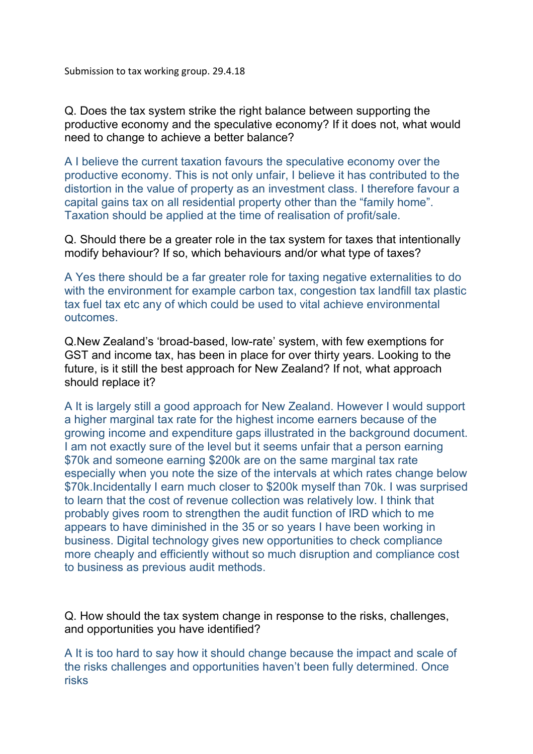Submission to tax working group. 29.4.18

Q. Does the tax system strike the right balance between supporting the productive economy and the speculative economy? If it does not, what would need to change to achieve a better balance?

A I believe the current taxation favours the speculative economy over the productive economy. This is not only unfair, I believe it has contributed to the distortion in the value of property as an investment class. I therefore favour a capital gains tax on all residential property other than the "family home". Taxation should be applied at the time of realisation of profit/sale.

Q. Should there be a greater role in the tax system for taxes that intentionally modify behaviour? If so, which behaviours and/or what type of taxes?

A Yes there should be a far greater role for taxing negative externalities to do with the environment for example carbon tax, congestion tax landfill tax plastic tax fuel tax etc any of which could be used to vital achieve environmental outcomes.

Q.New Zealand's 'broad-based, low-rate' system, with few exemptions for GST and income tax, has been in place for over thirty years. Looking to the future, is it still the best approach for New Zealand? If not, what approach should replace it?

A It is largely still a good approach for New Zealand. However I would support a higher marginal tax rate for the highest income earners because of the growing income and expenditure gaps illustrated in the background document. I am not exactly sure of the level but it seems unfair that a person earning $70k and someone earning $200k are on the same marginal tax rate especially when you note the size of the intervals at which rates change below $70k.Incidentally I earn much closer to $200k myself than 70k. I was surprised to learn that the cost of revenue collection was relatively low. I think that probably gives room to strengthen the audit function of IRD which to me appears to have diminished in the 35 or so years I have been working in business. Digital technology gives new opportunities to check compliance more cheaply and efficiently without so much disruption and compliance cost to business as previous audit methods.

Q. How should the tax system change in response to the risks, challenges, and opportunities you have identified?

A It is too hard to say how it should change because the impact and scale of the risks challenges and opportunities haven't been fully determined. Once risks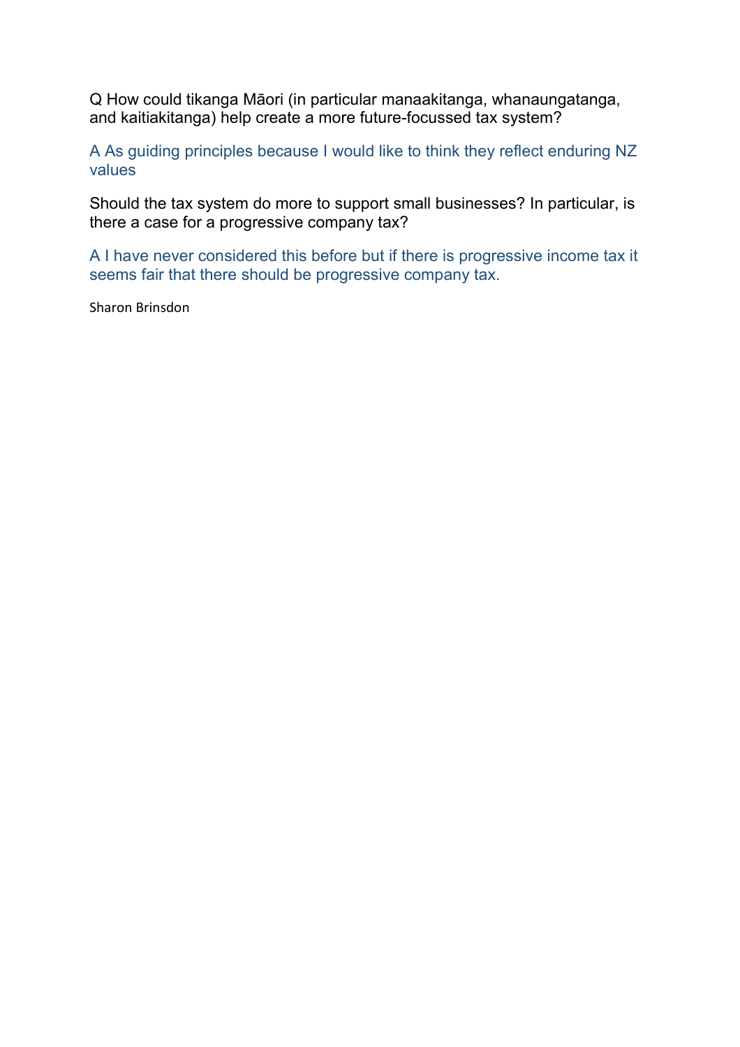Q How could tikanga Māori (in particular manaakitanga, whanaungatanga, and kaitiakitanga) help create a more future-focussed tax system?

A As guiding principles because I would like to think they reflect enduring NZ values

Should the tax system do more to support small businesses? In particular, is there a case for a progressive company tax?

A I have never considered this before but if there is progressive income tax it seems fair that there should be progressive company tax.

Sharon Brinsdon